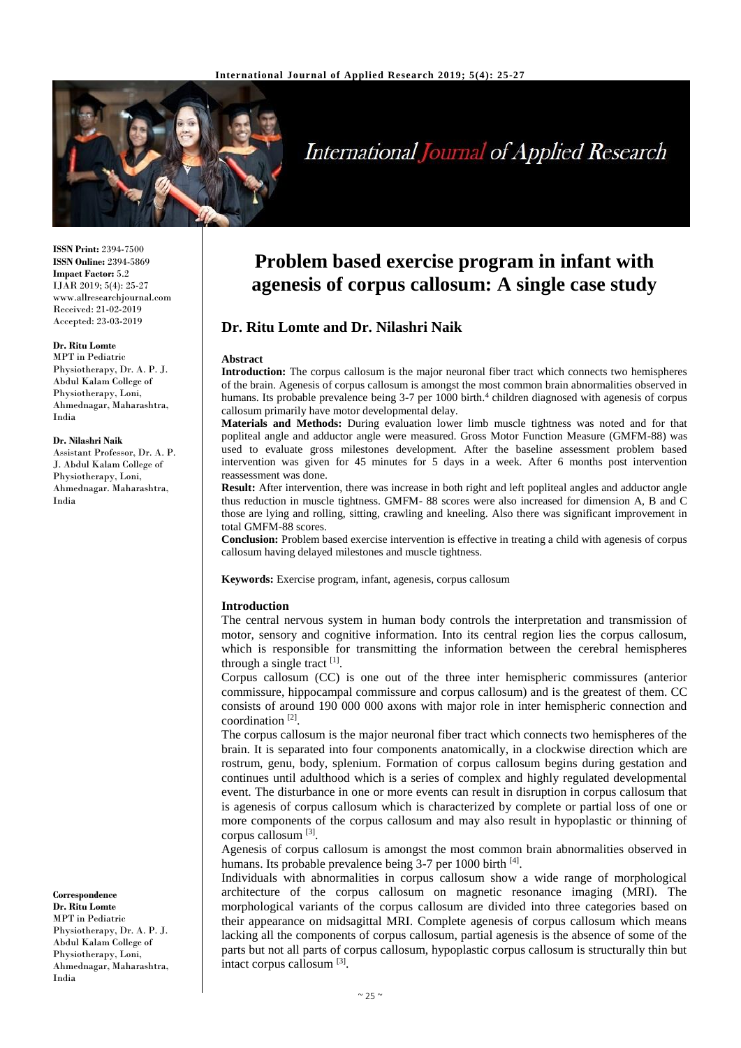**ISSN Print:** 2394-7500
**ISSN Online:** 2394-5869
**Impact Factor:** 5.2
IJAR 2019; 5(4): 25-27
www.allresearchjournal.com
Received: 21-02-2019
Accepted: 23-03-2019

**Dr. Ritu Lomte**
MPT in Pediatric Physiotherapy, Dr. A. P. J. Abdul Kalam College of Physiotherapy, Loni, Ahmednagar, Maharashtra, India

**Dr. Nilashri Naik**
Assistant Professor, Dr. A. P. J. Abdul Kalam College of Physiotherapy, Loni, Ahmednagar. Maharashtra, India

**Correspondence**
**Dr. Ritu Lomte**
MPT in Pediatric Physiotherapy, Dr. A. P. J. Abdul Kalam College of Physiotherapy, Loni, Ahmednagar, Maharashtra, India

# Problem based exercise program in infant with agenesis of corpus callosum: A single case study

## Dr. Ritu Lomte and Dr. Nilashri Naik

**Abstract**

**Introduction:** The corpus callosum is the major neuronal fiber tract which connects two hemispheres of the brain. Agenesis of corpus callosum is amongst the most common brain abnormalities observed in humans. Its probable prevalence being 3-7 per 1000 birth.[4] children diagnosed with agenesis of corpus callosum primarily have motor developmental delay.

**Materials and Methods:** During evaluation lower limb muscle tightness was noted and for that popliteal angle and adductor angle were measured. Gross Motor Function Measure (GMFM-88) was used to evaluate gross milestones development. After the baseline assessment problem based intervention was given for 45 minutes for 5 days in a week. After 6 months post intervention reassessment was done.

**Result:** After intervention, there was increase in both right and left popliteal angles and adductor angle thus reduction in muscle tightness. GMFM- 88 scores were also increased for dimension A, B and C those are lying and rolling, sitting, crawling and kneeling. Also there was significant improvement in total GMFM-88 scores.

**Conclusion:** Problem based exercise intervention is effective in treating a child with agenesis of corpus callosum having delayed milestones and muscle tightness.

**Keywords:** Exercise program, infant, agenesis, corpus callosum

### Introduction

The central nervous system in human body controls the interpretation and transmission of motor, sensory and cognitive information. Into its central region lies the corpus callosum, which is responsible for transmitting the information between the cerebral hemispheres through a single tract [1].

Corpus callosum (CC) is one out of the three inter hemispheric commissures (anterior commissure, hippocampal commissure and corpus callosum) and is the greatest of them. CC consists of around 190 000 000 axons with major role in inter hemispheric connection and coordination [2].

The corpus callosum is the major neuronal fiber tract which connects two hemispheres of the brain. It is separated into four components anatomically, in a clockwise direction which are rostrum, genu, body, splenium. Formation of corpus callosum begins during gestation and continues until adulthood which is a series of complex and highly regulated developmental event. The disturbance in one or more events can result in disruption in corpus callosum that is agenesis of corpus callosum which is characterized by complete or partial loss of one or more components of the corpus callosum and may also result in hypoplastic or thinning of corpus callosum [3].

Agenesis of corpus callosum is amongst the most common brain abnormalities observed in humans. Its probable prevalence being 3-7 per 1000 birth [4].

Individuals with abnormalities in corpus callosum show a wide range of morphological architecture of the corpus callosum on magnetic resonance imaging (MRI). The morphological variants of the corpus callosum are divided into three categories based on their appearance on midsagittal MRI. Complete agenesis of corpus callosum which means lacking all the components of corpus callosum, partial agenesis is the absence of some of the parts but not all parts of corpus callosum, hypoplastic corpus callosum is structurally thin but intact corpus callosum [3].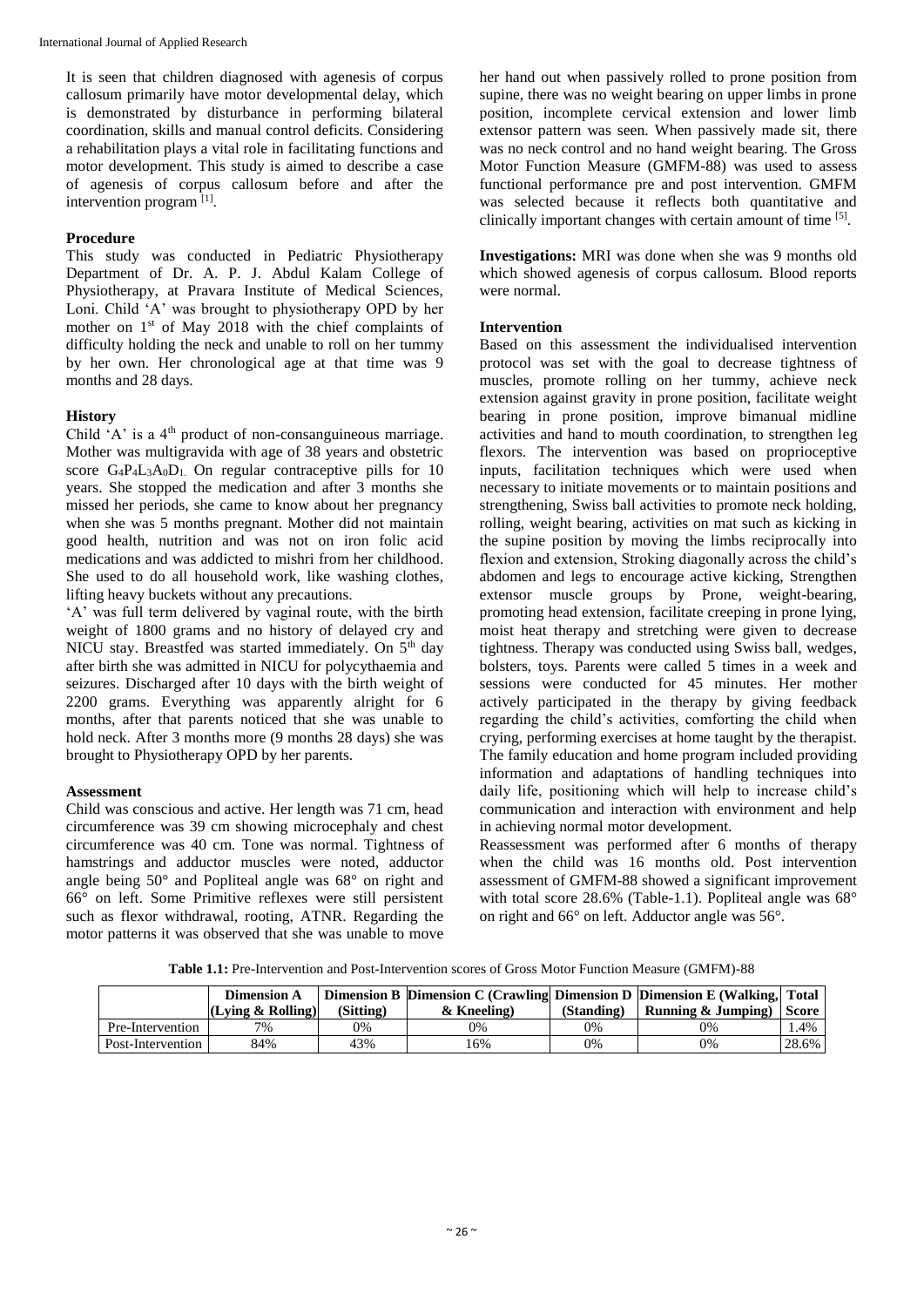It is seen that children diagnosed with agenesis of corpus callosum primarily have motor developmental delay, which is demonstrated by disturbance in performing bilateral coordination, skills and manual control deficits. Considering a rehabilitation plays a vital role in facilitating functions and motor development. This study is aimed to describe a case of agenesis of corpus callosum before and after the intervention program [1].

### Procedure

This study was conducted in Pediatric Physiotherapy Department of Dr. A. P. J. Abdul Kalam College of Physiotherapy, at Pravara Institute of Medical Sciences, Loni. Child 'A' was brought to physiotherapy OPD by her mother on 1st of May 2018 with the chief complaints of difficulty holding the neck and unable to roll on her tummy by her own. Her chronological age at that time was 9 months and 28 days.

### History

Child 'A' is a 4th product of non-consanguineous marriage. Mother was multigravida with age of 38 years and obstetric score $G_4P_4L_3A_0D_1$. On regular contraceptive pills for 10 years. She stopped the medication and after 3 months she missed her periods, she came to know about her pregnancy when she was 5 months pregnant. Mother did not maintain good health, nutrition and was not on iron folic acid medications and was addicted to mishri from her childhood. She used to do all household work, like washing clothes, lifting heavy buckets without any precautions.

'A' was full term delivered by vaginal route, with the birth weight of 1800 grams and no history of delayed cry and NICU stay. Breastfed was started immediately. On 5th day after birth she was admitted in NICU for polycythaemia and seizures. Discharged after 10 days with the birth weight of 2200 grams. Everything was apparently alright for 6 months, after that parents noticed that she was unable to hold neck. After 3 months more (9 months 28 days) she was brought to Physiotherapy OPD by her parents.

### Assessment

Child was conscious and active. Her length was 71 cm, head circumference was 39 cm showing microcephaly and chest circumference was 40 cm. Tone was normal. Tightness of hamstrings and adductor muscles were noted, adductor angle being 50° and Popliteal angle was 68° on right and 66° on left. Some Primitive reflexes were still persistent such as flexor withdrawal, rooting, ATNR. Regarding the motor patterns it was observed that she was unable to move her hand out when passively rolled to prone position from supine, there was no weight bearing on upper limbs in prone position, incomplete cervical extension and lower limb extensor pattern was seen. When passively made sit, there was no neck control and no hand weight bearing. The Gross Motor Function Measure (GMFM-88) was used to assess functional performance pre and post intervention. GMFM was selected because it reflects both quantitative and clinically important changes with certain amount of time [5].

**Investigations:** MRI was done when she was 9 months old which showed agenesis of corpus callosum. Blood reports were normal.

### Intervention

Based on this assessment the individualised intervention protocol was set with the goal to decrease tightness of muscles, promote rolling on her tummy, achieve neck extension against gravity in prone position, facilitate weight bearing in prone position, improve bimanual midline activities and hand to mouth coordination, to strengthen leg flexors. The intervention was based on proprioceptive inputs, facilitation techniques which were used when necessary to initiate movements or to maintain positions and strengthening, Swiss ball activities to promote neck holding, rolling, weight bearing, activities on mat such as kicking in the supine position by moving the limbs reciprocally into flexion and extension, Stroking diagonally across the child's abdomen and legs to encourage active kicking, Strengthen extensor muscle groups by Prone, weight-bearing, promoting head extension, facilitate creeping in prone lying, moist heat therapy and stretching were given to decrease tightness. Therapy was conducted using Swiss ball, wedges, bolsters, toys. Parents were called 5 times in a week and sessions were conducted for 45 minutes. Her mother actively participated in the therapy by giving feedback regarding the child's activities, comforting the child when crying, performing exercises at home taught by the therapist. The family education and home program included providing information and adaptations of handling techniques into daily life, positioning which will help to increase child's communication and interaction with environment and help in achieving normal motor development.

Reassessment was performed after 6 months of therapy when the child was 16 months old. Post intervention assessment of GMFM-88 showed a significant improvement with total score 28.6% (Table-1.1). Popliteal angle was 68° on right and 66° on left. Adductor angle was 56°.

**Table 1.1:** Pre-Intervention and Post-Intervention scores of Gross Motor Function Measure (GMFM)-88

| | Dimension A (Lying & Rolling) | Dimension B (Sitting) | Dimension C (Crawling & Kneeling) | Dimension D (Standing) | Dimension E (Walking, Running & Jumping) | Total Score |
|---|---|---|---|---|---|---|
| Pre-Intervention | 7% | 0% | 0% | 0% | 0% | 1.4% |
| Post-Intervention | 84% | 43% | 16% | 0% | 0% | 28.6% |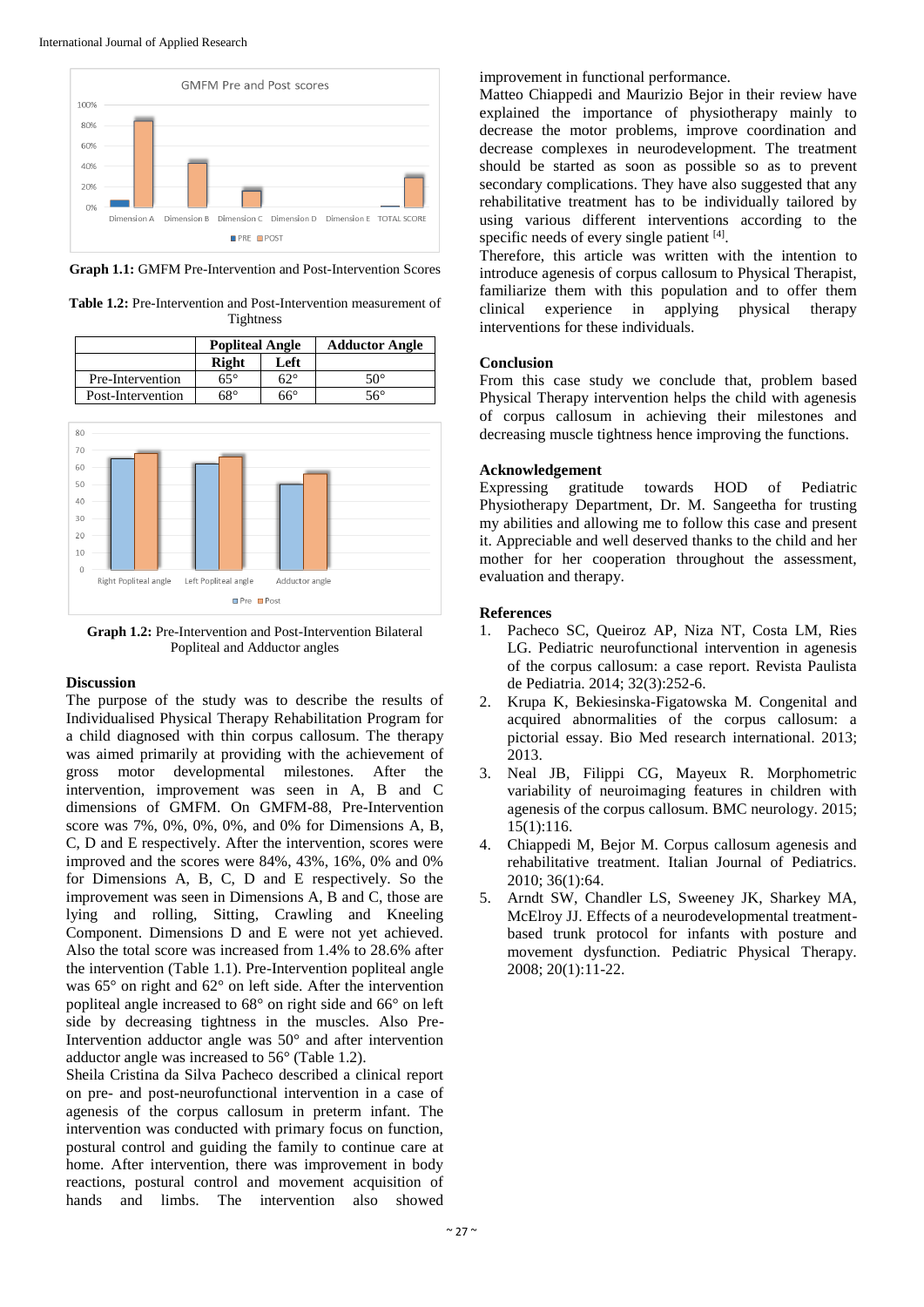GMFM Pre and Post scores

100%
80%
60%
40%
20%
0%

Dimension A
Dimension B
Dimension C
Dimension D
Dimension E
TOTAL SCORE

PRE
POST

**Graph 1.1:** GMFM Pre-Intervention and Post-Intervention Scores

**Table 1.2:** Pre-Intervention and Post-Intervention measurement of Tightness

| | Popliteal Angle | | Adductor Angle |
|---|---|---|---|
| | Right | Left | |
| Pre-Intervention | 65° | 62° | 50° |
| Post-Intervention | 68° | 66° | 56° |

80
70
60
50
40
30
20
10
0

Right Popliteal angle
Left Popliteal angle
Adductor angle

Pre
Post

**Graph 1.2:** Pre-Intervention and Post-Intervention Bilateral Popliteal and Adductor angles

## Discussion

The purpose of the study was to describe the results of Individualised Physical Therapy Rehabilitation Program for a child diagnosed with thin corpus callosum. The therapy was aimed primarily at providing with the achievement of gross motor developmental milestones. After the intervention, improvement was seen in A, B and C dimensions of GMFM. On GMFM-88, Pre-Intervention score was 7%, 0%, 0%, 0%, and 0% for Dimensions A, B, C, D and E respectively. After the intervention, scores were improved and the scores were 84%, 43%, 16%, 0% and 0% for Dimensions A, B, C, D and E respectively. So the improvement was seen in Dimensions A, B and C, those are lying and rolling, Sitting, Crawling and Kneeling Component. Dimensions D and E were not yet achieved. Also the total score was increased from 1.4% to 28.6% after the intervention (Table 1.1). Pre-Intervention popliteal angle was 65° on right and 62° on left side. After the intervention popliteal angle increased to 68° on right side and 66° on left side by decreasing tightness in the muscles. Also Pre-Intervention adductor angle was 50° and after intervention adductor angle was increased to 56° (Table 1.2).

Sheila Cristina da Silva Pacheco described a clinical report on pre- and post-neurofunctional intervention in a case of agenesis of the corpus callosum in preterm infant. The intervention was conducted with primary focus on function, postural control and guiding the family to continue care at home. After intervention, there was improvement in body reactions, postural control and movement acquisition of hands and limbs. The intervention also showed improvement in functional performance.

Matteo Chiappedi and Maurizio Bejor in their review have explained the importance of physiotherapy mainly to decrease the motor problems, improve coordination and decrease complexes in neurodevelopment. The treatment should be started as soon as possible so as to prevent secondary complications. They have also suggested that any rehabilitative treatment has to be individually tailored by using various different interventions according to the specific needs of every single patient [4].

Therefore, this article was written with the intention to introduce agenesis of corpus callosum to Physical Therapist, familiarize them with this population and to offer them clinical experience in applying physical therapy interventions for these individuals.

## Conclusion

From this case study we conclude that, problem based Physical Therapy intervention helps the child with agenesis of corpus callosum in achieving their milestones and decreasing muscle tightness hence improving the functions.

## Acknowledgement

Expressing gratitude towards HOD of Pediatric Physiotherapy Department, Dr. M. Sangeetha for trusting my abilities and allowing me to follow this case and present it. Appreciable and well deserved thanks to the child and her mother for her cooperation throughout the assessment, evaluation and therapy.

## References

1. Pacheco SC, Queiroz AP, Niza NT, Costa LM, Ries LG. Pediatric neurofunctional intervention in agenesis of the corpus callosum: a case report. Revista Paulista de Pediatria. 2014; 32(3):252-6.
2. Krupa K, Bekiesinska-Figatowska M. Congenital and acquired abnormalities of the corpus callosum: a pictorial essay. Bio Med research international. 2013; 2013.
3. Neal JB, Filippi CG, Mayeux R. Morphometric variability of neuroimaging features in children with agenesis of the corpus callosum. BMC neurology. 2015; 15(1):116.
4. Chiappedi M, Bejor M. Corpus callosum agenesis and rehabilitative treatment. Italian Journal of Pediatrics. 2010; 36(1):64.
5. Arndt SW, Chandler LS, Sweeney JK, Sharkey MA, McElroy JJ. Effects of a neurodevelopmental treatment-based trunk protocol for infants with posture and movement dysfunction. Pediatric Physical Therapy. 2008; 20(1):11-22.